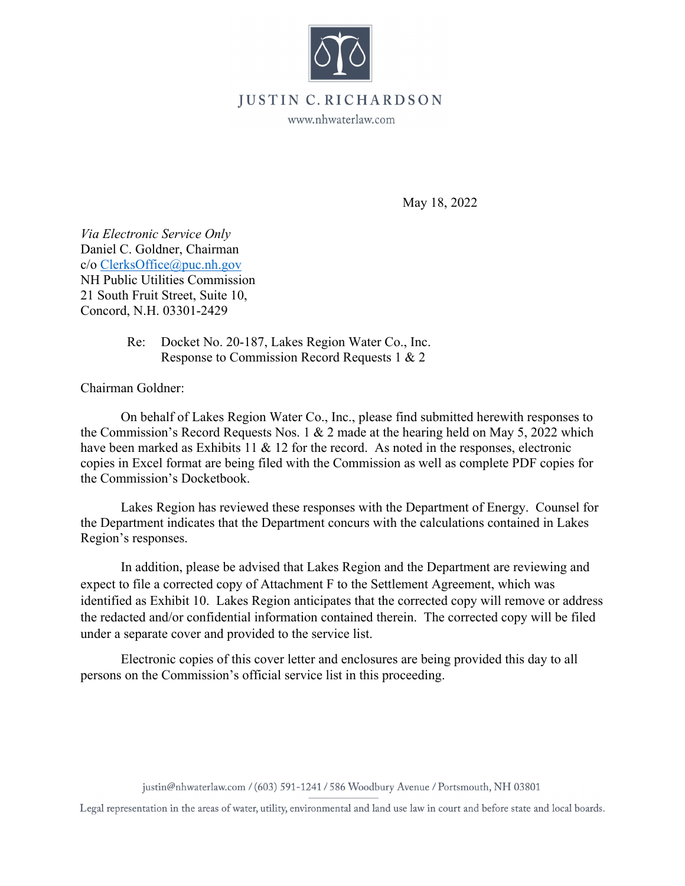# JUSTIN C. RICHARDSON

www.nhwaterlaw.com

May 18, 2022

*Via Electronic Service Only*
Daniel C. Goldner, Chairman
c/o ClerksOffice@puc.nh.gov
NH Public Utilities Commission
21 South Fruit Street, Suite 10,
Concord, N.H. 03301-2429

Re: Docket No. 20-187, Lakes Region Water Co., Inc.
Response to Commission Record Requests 1 & 2

Chairman Goldner:

On behalf of Lakes Region Water Co., Inc., please find submitted herewith responses to the Commission's Record Requests Nos. 1 & 2 made at the hearing held on May 5, 2022 which have been marked as Exhibits 11 & 12 for the record. As noted in the responses, electronic copies in Excel format are being filed with the Commission as well as complete PDF copies for the Commission's Docketbook.

Lakes Region has reviewed these responses with the Department of Energy. Counsel for the Department indicates that the Department concurs with the calculations contained in Lakes Region's responses.

In addition, please be advised that Lakes Region and the Department are reviewing and expect to file a corrected copy of Attachment F to the Settlement Agreement, which was identified as Exhibit 10. Lakes Region anticipates that the corrected copy will remove or address the redacted and/or confidential information contained therein. The corrected copy will be filed under a separate cover and provided to the service list.

Electronic copies of this cover letter and enclosures are being provided this day to all persons on the Commission's official service list in this proceeding.

justin@nhwaterlaw.com / (603) 591-1241 / 586 Woodbury Avenue / Portsmouth, NH 03801

Legal representation in the areas of water, utility, environmental and land use law in court and before state and local boards.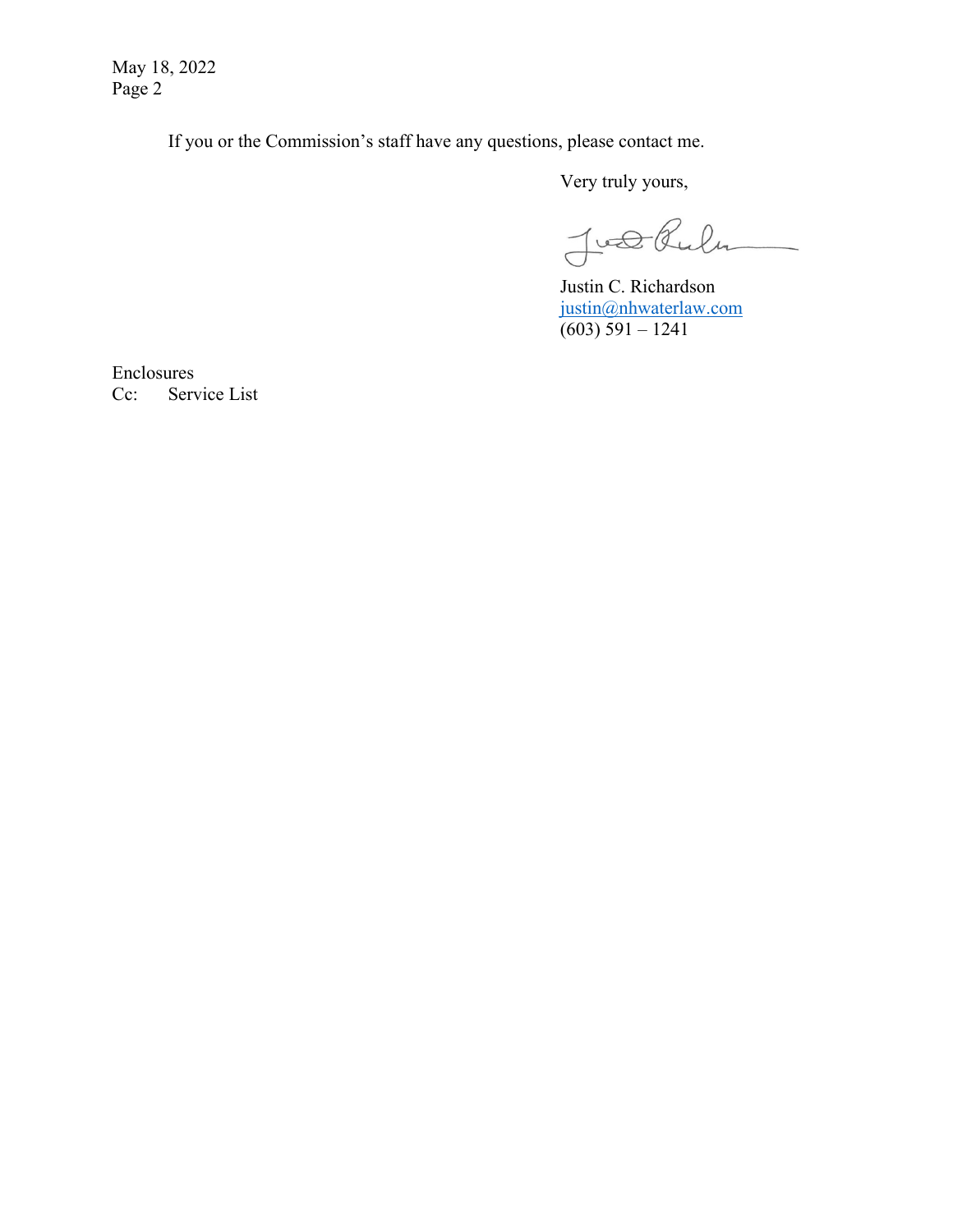If you or the Commission's staff have any questions, please contact me.

Very truly yours,

Justin C. Richardson
justin@nhwaterlaw.com
(603) 591 – 1241

Enclosures
Cc: Service List